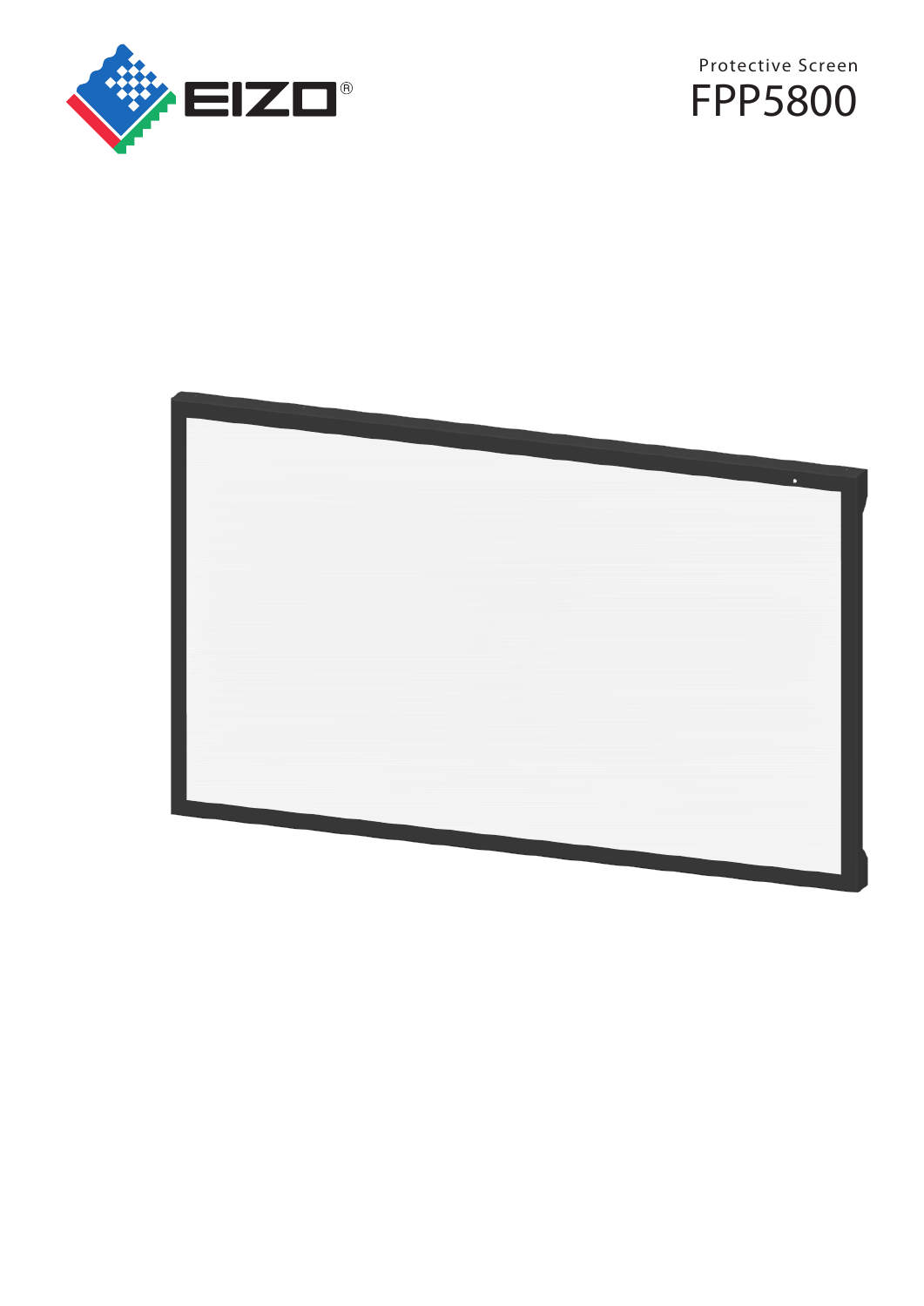Protective Screen

# FPP5800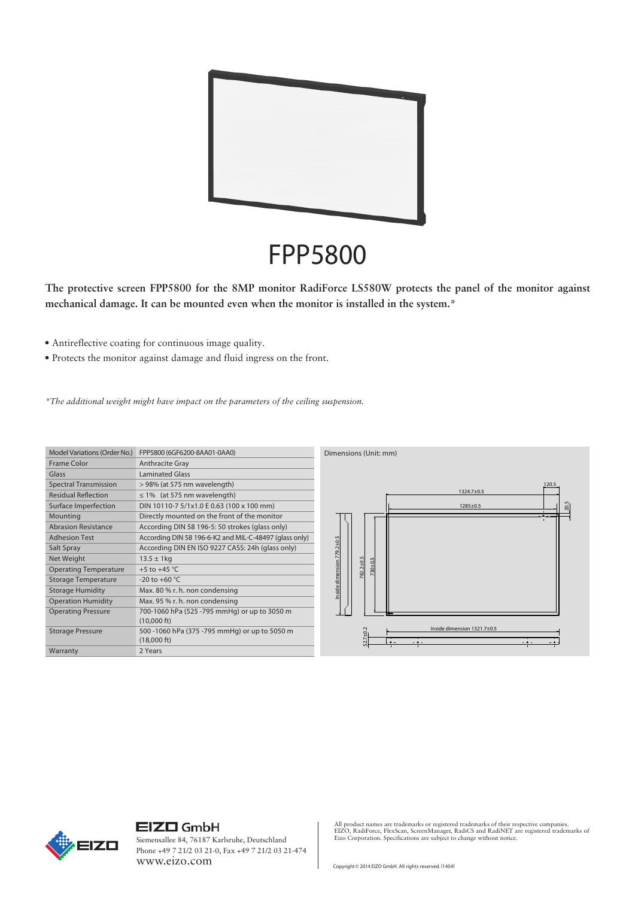# FPP5800

**The protective screen FPP5800 for the 8MP monitor RadiForce LS580W protects the panel of the monitor against mechanical damage. It can be mounted even when the monitor is installed in the system.\***

- Antireflective coating for continuous image quality.
- Protects the monitor against damage and fluid ingress on the front.

*\*The additional weight might have impact on the parameters of the ceiling suspension.*

| Model Variations (Order No.) | FPP5800 (6GF6200-8AA01-0AA0) |
|---|---|
| Frame Color | Anthracite Gray |
| Glass | Laminated Glass |
| Spectral Transmission | > 98% (at 575 nm wavelength) |
| Residual Reflection | ≤ 1% (at 575 nm wavelength) |
| Surface Imperfection | DIN 10110-7 5/1x1.0 E 0.63 (100 x 100 mm) |
| Mounting | Directly mounted on the front of the monitor |
| Abrasion Resistance | According DIN 58 196-5: 50 strokes (glass only) |
| Adhesion Test | According DIN 58 196-6-K2 and MIL-C-48497 (glass only) |
| Salt Spray | According DIN EN ISO 9227 CASS: 24h (glass only) |
| Net Weight | 13.5 ± 1kg |
| Operating Temperature | +5 to +45 °C |
| Storage Temperature | -20 to +60 °C |
| Storage Humidity | Max. 80 % r. h. non condensing |
| Operation Humidity | Max. 95 % r. h. non condensing |
| Operating Pressure | 700-1060 hPa (525 -795 mmHg) or up to 3050 m (10,000 ft) |
| Storage Pressure | 500 -1060 hPa (375 -795 mmHg) or up to 5050 m (18,000 ft) |
| Warranty | 2 Years |

Dimensions (Unit: mm)

1324.7±0.5
120.5
1285±0.5
20.5
Inside dimension 779.2±0.5
782.2±0.5
730±0.5
52.7±0.2
Inside dimension 1321.7±0.5

**EIZO GmbH**
Siemensallee 84, 76187 Karlsruhe, Deutschland
Phone +49 7 21/2 03 21-0, Fax +49 7 21/2 03 21-474
www.eizo.com

All product names are trademarks or registered trademarks of their respective companies. EIZO, RadiForce, FlexScan, ScreenManager, RadiCS and RadiNET are registered trademarks of Eizo Corporation. Specifications are subject to change without notice.

Copyright © 2014 EIZO GmbH. All rights reserved. (1404)